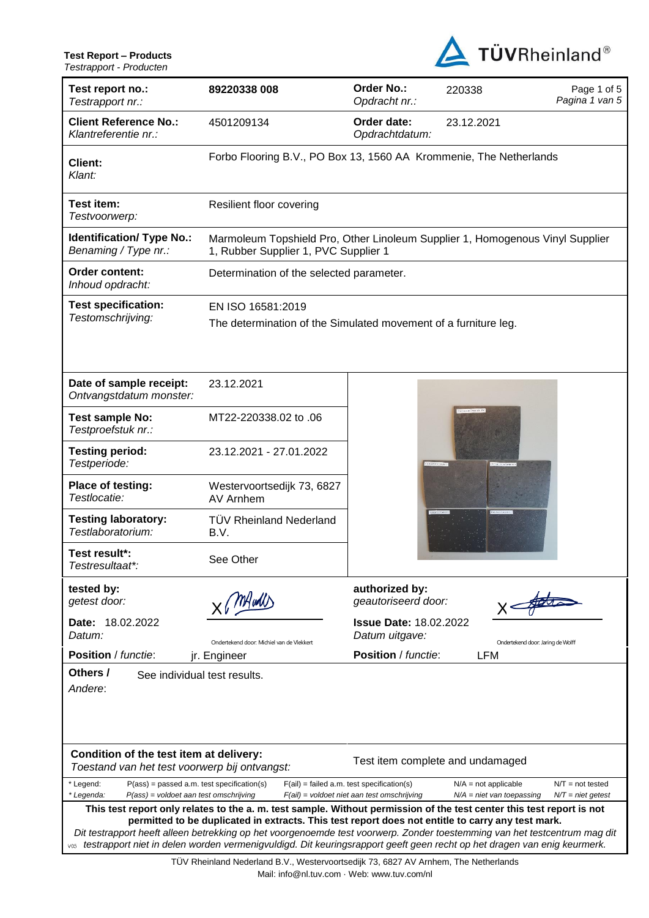**Test Report – Products**
*Testrapport - Producten*

TÜVRheinland®

| | | | | |
|---|---|---|---|---|
| **Test report no.:** *Testrapport nr.:* | **89220338 008** | **Order No.:** *Opdracht nr.:* | 220338 | Page 1 of 5 *Pagina 1 van 5* |
| **Client Reference No.:** *Klantreferentie nr.:* | 4501209134 | **Order date:** *Opdrachtdatum:* | 23.12.2021 | |
| **Client:** *Klant:* | Forbo Flooring B.V., PO Box 13, 1560 AA Krommenie, The Netherlands | | | |
| **Test item:** *Testvoorwerp:* | Resilient floor covering | | | |
| **Identification/ Type No.:** *Benaming / Type nr.:* | Marmoleum Topshield Pro, Other Linoleum Supplier 1, Homogenous Vinyl Supplier 1, Rubber Supplier 1, PVC Supplier 1 | | | |
| **Order content:** *Inhoud opdracht:* | Determination of the selected parameter. | | | |
| **Test specification:** *Testomschrijving:* | EN ISO 16581:2019<br>The determination of the Simulated movement of a furniture leg. | | | |

| | |
|---|---|
| **Date of sample receipt:** *Ontvangstdatum monster:* | 23.12.2021 |
| **Test sample No:** *Testproefstuk nr.:* | MT22-220338.02 to .06 |
| **Testing period:** *Testperiode:* | 23.12.2021 - 27.01.2022 |
| **Place of testing:** *Testlocatie:* | Westervoortsedijk 73, 6827 AV Arnhem |
| **Testing laboratory:** *Testlaboratorium:* | TÜV Rheinland Nederland B.V. |
| **Test result\*:** *Testresultaat\*:* | See Other |

| | | | |
|---|---|---|---|
| **tested by:** *getest door:* | Ondertekend door: Michiel van de Vlekkert | **authorized by:** *geautoriseerd door:* | Ondertekend door: Jaring de Wolff |
| **Date:** 18.02.2022 *Datum:* | | **Issue Date:** 18.02.2022 *Datum uitgave:* | |
| **Position** / *functie*: | jr. Engineer | **Position** / *functie*: | LFM |

**Others /** *Andere*: See individual test results.

| | |
|---|---|
| **Condition of the test item at delivery:** *Toestand van het test voorwerp bij ontvangst:* | Test item complete and undamaged |

\* Legend: P(ass) = passed a.m. test specification(s) F(ail) = failed a.m. test specification(s) N/A = not applicable N/T = not tested
*\* Legenda: P(ass) = voldoet aan test omschrijving F(ail) = voldoet niet aan test omschrijving N/A = niet van toepassing N/T = niet getest*

**This test report only relates to the a. m. test sample. Without permission of the test center this test report is not permitted to be duplicated in extracts. This test report does not entitle to carry any test mark.**
*Dit testrapport heeft alleen betrekking op het voorgenoemde test voorwerp. Zonder toestemming van het testcentrum mag dit testrapport niet in delen worden vermenigvuldigd. Dit keuringsrapport geeft geen recht op het dragen van enig keurmerk.*

TÜV Rheinland Nederland B.V., Westervoortsedijk 73, 6827 AV Arnhem, The Netherlands
Mail: info@nl.tuv.com · Web: www.tuv.com/nl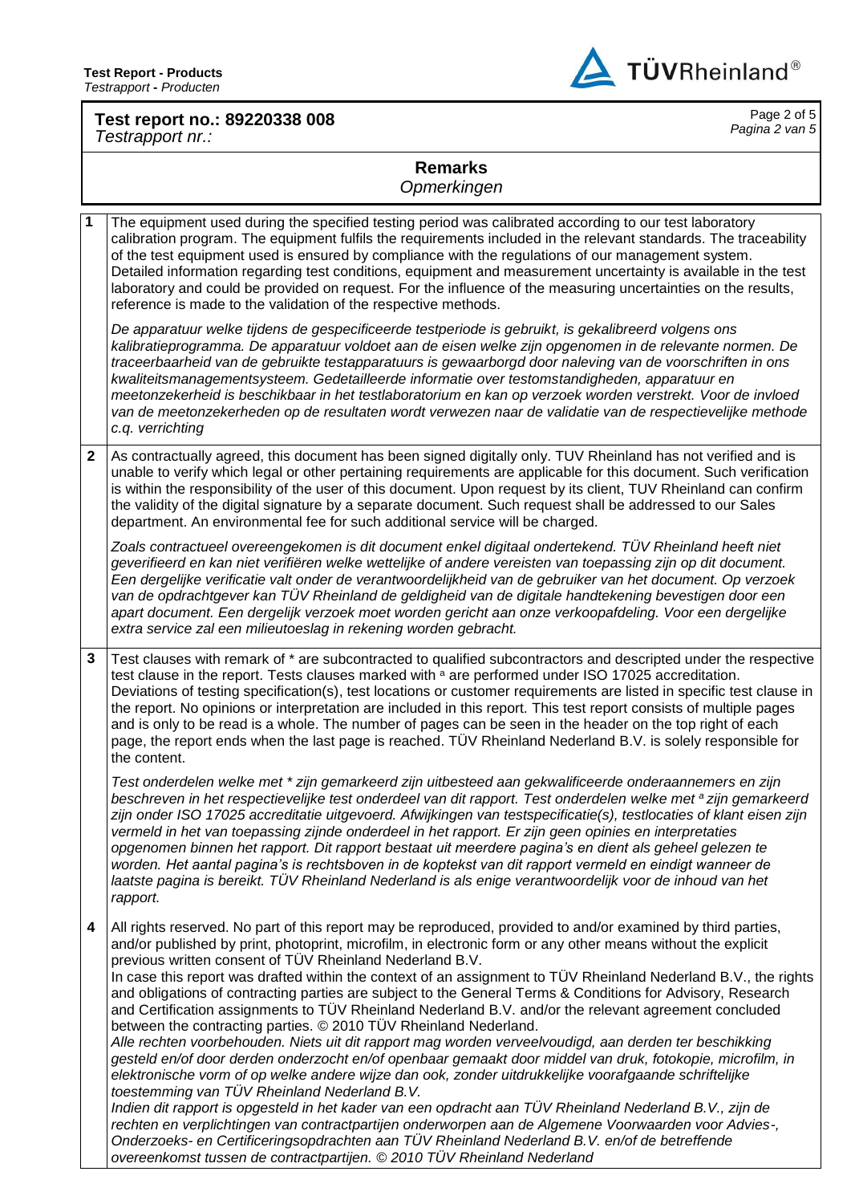## Remarks

*Opmerkingen*

**1** The equipment used during the specified testing period was calibrated according to our test laboratory calibration program. The equipment fulfils the requirements included in the relevant standards. The traceability of the test equipment used is ensured by compliance with the regulations of our management system. Detailed information regarding test conditions, equipment and measurement uncertainty is available in the test laboratory and could be provided on request. For the influence of the measuring uncertainties on the results, reference is made to the validation of the respective methods.

*De apparatuur welke tijdens de gespecificeerde testperiode is gebruikt, is gekalibreerd volgens ons kalibratieprogramma. De apparatuur voldoet aan de eisen welke zijn opgenomen in de relevante normen. De traceerbaarheid van de gebruikte testapparatuurs is gewaarborgd door naleving van de voorschriften in ons kwaliteitsmanagementsysteem. Gedetailleerde informatie over testomstandigheden, apparatuur en meetonzekerheid is beschikbaar in het testlaboratorium en kan op verzoek worden verstrekt. Voor de invloed van de meetonzekerheden op de resultaten wordt verwezen naar de validatie van de respectievelijke methode c.q. verrichting*

**2** As contractually agreed, this document has been signed digitally only. TUV Rheinland has not verified and is unable to verify which legal or other pertaining requirements are applicable for this document. Such verification is within the responsibility of the user of this document. Upon request by its client, TUV Rheinland can confirm the validity of the digital signature by a separate document. Such request shall be addressed to our Sales department. An environmental fee for such additional service will be charged.

*Zoals contractueel overeengekomen is dit document enkel digitaal ondertekend. TÜV Rheinland heeft niet geverifieerd en kan niet verifiëren welke wettelijke of andere vereisten van toepassing zijn op dit document. Een dergelijke verificatie valt onder de verantwoordelijkheid van de gebruiker van het document. Op verzoek van de opdrachtgever kan TÜV Rheinland de geldigheid van de digitale handtekening bevestigen door een apart document. Een dergelijk verzoek moet worden gericht aan onze verkoopafdeling. Voor een dergelijke extra service zal een milieutoeslag in rekening worden gebracht.*

**3** Test clauses with remark of * are subcontracted to qualified subcontractors and descripted under the respective test clause in the report. Tests clauses marked with [a] are performed under ISO 17025 accreditation. Deviations of testing specification(s), test locations or customer requirements are listed in specific test clause in the report. No opinions or interpretation are included in this report. This test report consists of multiple pages and is only to be read is a whole. The number of pages can be seen in the header on the top right of each page, the report ends when the last page is reached. TÜV Rheinland Nederland B.V. is solely responsible for the content.

*Test onderdelen welke met * zijn gemarkeerd zijn uitbesteed aan gekwalificeerde onderaannemers en zijn beschreven in het respectievelijke test onderdeel van dit rapport. Test onderdelen welke met [a] zijn gemarkeerd zijn onder ISO 17025 accreditatie uitgevoerd. Afwijkingen van testspecificatie(s), testlocaties of klant eisen zijn vermeld in het van toepassing zijnde onderdeel in het rapport. Er zijn geen opinies en interpretaties opgenomen binnen het rapport. Dit rapport bestaat uit meerdere pagina's en dient als geheel gelezen te worden. Het aantal pagina's is rechtsboven in de koptekst van dit rapport vermeld en eindigt wanneer de laatste pagina is bereikt. TÜV Rheinland Nederland is als enige verantwoordelijk voor de inhoud van het rapport.*

**4** All rights reserved. No part of this report may be reproduced, provided to and/or examined by third parties, and/or published by print, photoprint, microfilm, in electronic form or any other means without the explicit previous written consent of TÜV Rheinland Nederland B.V.
In case this report was drafted within the context of an assignment to TÜV Rheinland Nederland B.V., the rights and obligations of contracting parties are subject to the General Terms & Conditions for Advisory, Research and Certification assignments to TÜV Rheinland Nederland B.V. and/or the relevant agreement concluded between the contracting parties. © 2010 TÜV Rheinland Nederland.
*Alle rechten voorbehouden. Niets uit dit rapport mag worden verveelvoudigd, aan derden ter beschikking gesteld en/of door derden onderzocht en/of openbaar gemaakt door middel van druk, fotokopie, microfilm, in elektronische vorm of op welke andere wijze dan ook, zonder uitdrukkelijke voorafgaande schriftelijke toestemming van TÜV Rheinland Nederland B.V.*
*Indien dit rapport is opgesteld in het kader van een opdracht aan TÜV Rheinland Nederland B.V., zijn de rechten en verplichtingen van contractpartijen onderworpen aan de Algemene Voorwaarden voor Advies-, Onderzoeks- en Certificeringsopdrachten aan TÜV Rheinland Nederland B.V. en/of de betreffende overeenkomst tussen de contractpartijen. © 2010 TÜV Rheinland Nederland*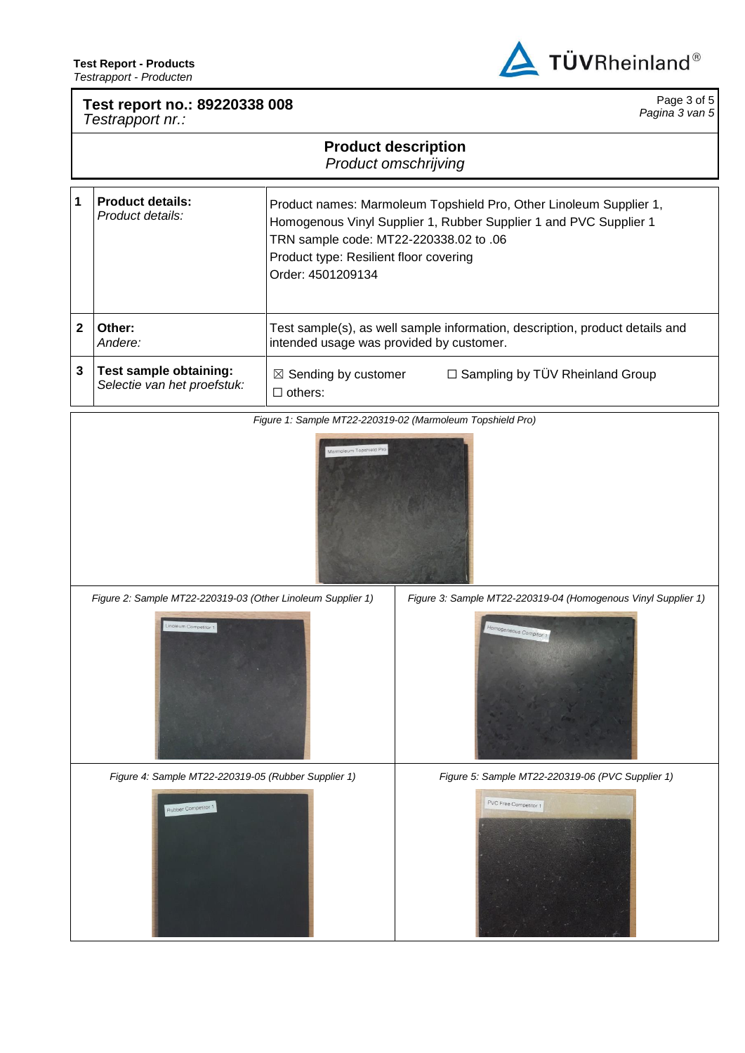**Test report no.: 89220338 008**
*Testrapport nr.:*

## Product description
*Product omschrijving*

| | | |
|---|---|---|
| **1** | **Product details:** *Product details:* | Product names: Marmoleum Topshield Pro, Other Linoleum Supplier 1, Homogenous Vinyl Supplier 1, Rubber Supplier 1 and PVC Supplier 1<br>TRN sample code: MT22-220338.02 to .06<br>Product type: Resilient floor covering<br>Order: 4501209134 |
| **2** | **Other:** *Andere:* | Test sample(s), as well sample information, description, product details and intended usage was provided by customer. |
| **3** | **Test sample obtaining:** *Selectie van het proefstuk:* | ☒ Sending by customer ☐ Sampling by TÜV Rheinland Group<br>☐ others: |

*Figure 1: Sample MT22-220319-02 (Marmoleum Topshield Pro)*

*Figure 2: Sample MT22-220319-03 (Other Linoleum Supplier 1)*

*Figure 3: Sample MT22-220319-04 (Homogenous Vinyl Supplier 1)*

*Figure 4: Sample MT22-220319-05 (Rubber Supplier 1)*

*Figure 5: Sample MT22-220319-06 (PVC Supplier 1)*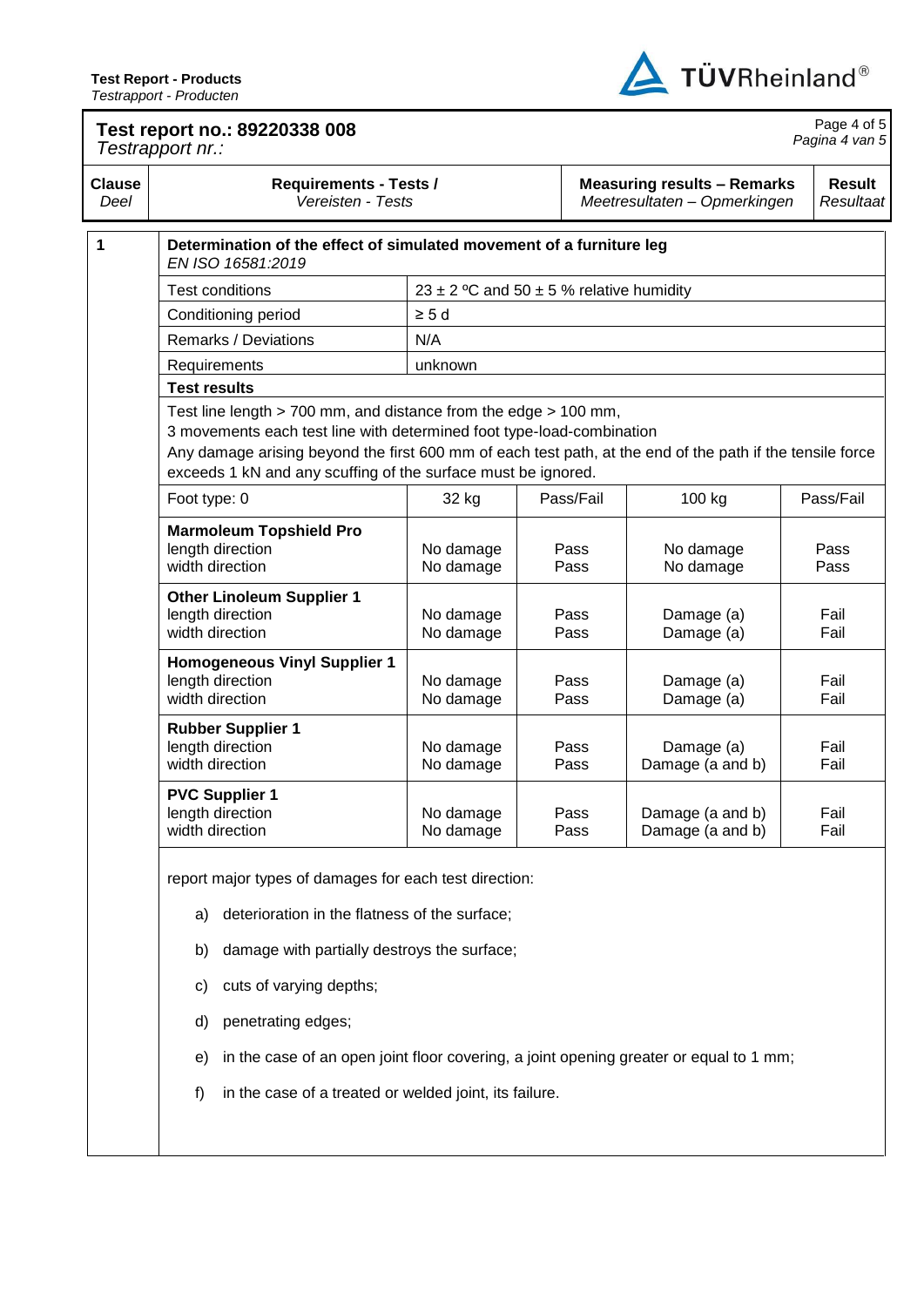**Test Report - Products**
*Testrapport - Producten*

**Test report no.: 89220338 008**
*Testrapport nr.:*

| Clause *Deel* | Requirements - Tests / *Vereisten - Tests* | Measuring results – Remarks *Meetresultaten – Opmerkingen* | Result *Resultaat* |
|---|---|---|---|

**1** **Determination of the effect of simulated movement of a furniture leg**
*EN ISO 16581:2019*

| | |
|---|---|
| Test conditions | 23 ± 2 ºC and 50 ± 5 % relative humidity |
| Conditioning period | ≥ 5 d |
| Remarks / Deviations | N/A |
| Requirements | unknown |

**Test results**

Test line length > 700 mm, and distance from the edge > 100 mm,
3 movements each test line with determined foot type-load-combination
Any damage arising beyond the first 600 mm of each test path, at the end of the path if the tensile force exceeds 1 kN and any scuffing of the surface must be ignored.

| Foot type: 0 | 32 kg | Pass/Fail | 100 kg | Pass/Fail |
|---|---|---|---|---|
| **Marmoleum Topshield Pro** | | | | |
| length direction | No damage | Pass | No damage | Pass |
| width direction | No damage | Pass | No damage | Pass |
| **Other Linoleum Supplier 1** | | | | |
| length direction | No damage | Pass | Damage (a) | Fail |
| width direction | No damage | Pass | Damage (a) | Fail |
| **Homogeneous Vinyl Supplier 1** | | | | |
| length direction | No damage | Pass | Damage (a) | Fail |
| width direction | No damage | Pass | Damage (a) | Fail |
| **Rubber Supplier 1** | | | | |
| length direction | No damage | Pass | Damage (a) | Fail |
| width direction | No damage | Pass | Damage (a and b) | Fail |
| **PVC Supplier 1** | | | | |
| length direction | No damage | Pass | Damage (a and b) | Fail |
| width direction | No damage | Pass | Damage (a and b) | Fail |

report major types of damages for each test direction:

a) deterioration in the flatness of the surface;

b) damage with partially destroys the surface;

c) cuts of varying depths;

d) penetrating edges;

e) in the case of an open joint floor covering, a joint opening greater or equal to 1 mm;

f) in the case of a treated or welded joint, its failure.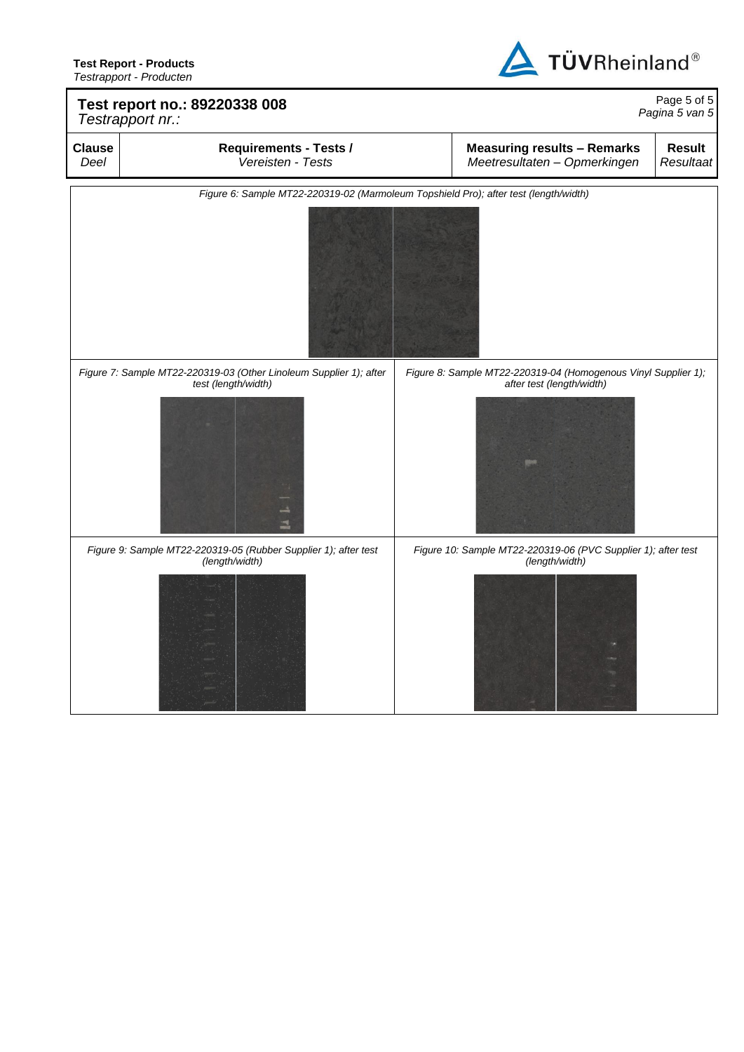| Clause<br>*Deel* | Requirements - Tests /<br>*Vereisten - Tests* | Measuring results – Remarks<br>*Meetresultaten – Opmerkingen* | Result<br>*Resultaat* |
|---|---|---|---|

*Figure 6: Sample MT22-220319-02 (Marmoleum Topshield Pro); after test (length/width)*

*Figure 7: Sample MT22-220319-03 (Other Linoleum Supplier 1); after test (length/width)*

*Figure 8: Sample MT22-220319-04 (Homogenous Vinyl Supplier 1); after test (length/width)*

*Figure 9: Sample MT22-220319-05 (Rubber Supplier 1); after test (length/width)*

*Figure 10: Sample MT22-220319-06 (PVC Supplier 1); after test (length/width)*